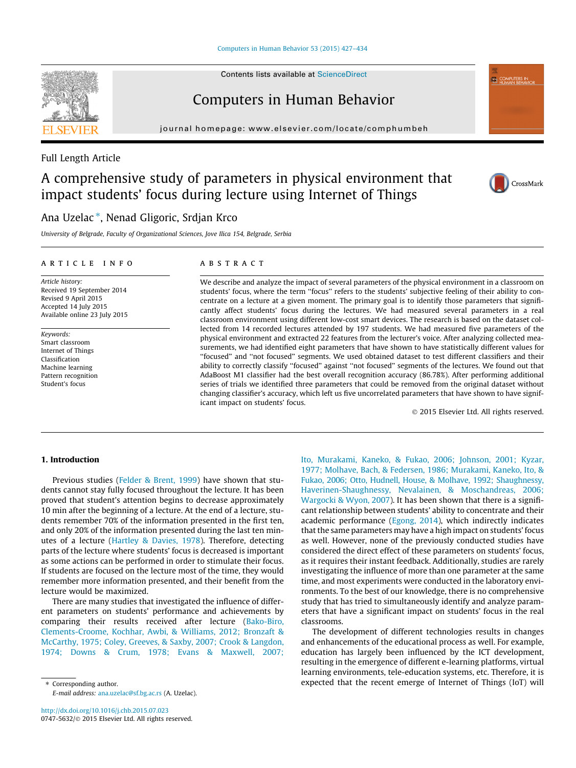Contents lists available at ScienceDirect

# Computers in Human Behavior

journal homepage: www.elsevier.com/locate/comphumbeh

Full Length Article

# A comprehensive study of parameters in physical environment that impact students' focus during lecture using Internet of Things

Ana Uzelac *, Nenad Gligoric, Srdjan Krco

*University of Belgrade, Faculty of Organizational Sciences, Jove Ilica 154, Belgrade, Serbia*

## ARTICLE INFO

*Article history:*
Received 19 September 2014
Revised 9 April 2015
Accepted 14 July 2015
Available online 23 July 2015

*Keywords:*
Smart classroom
Internet of Things
Classification
Machine learning
Pattern recognition
Student's focus

## ABSTRACT

We describe and analyze the impact of several parameters of the physical environment in a classroom on students' focus, where the term "focus" refers to the students' subjective feeling of their ability to concentrate on a lecture at a given moment. The primary goal is to identify those parameters that significantly affect students' focus during the lectures. We had measured several parameters in a real classroom environment using different low-cost smart devices. The research is based on the dataset collected from 14 recorded lectures attended by 197 students. We had measured five parameters of the physical environment and extracted 22 features from the lecturer's voice. After analyzing collected measurements, we had identified eight parameters that have shown to have statistically different values for "focused" and "not focused" segments. We used obtained dataset to test different classifiers and their ability to correctly classify "focused" against "not focused" segments of the lectures. We found out that AdaBoost M1 classifier had the best overall recognition accuracy (86.78%). After performing additional series of trials we identified three parameters that could be removed from the original dataset without changing classifier's accuracy, which left us five uncorrelated parameters that have shown to have significant impact on students' focus.

© 2015 Elsevier Ltd. All rights reserved.

## 1. Introduction

Previous studies (Felder & Brent, 1999) have shown that students cannot stay fully focused throughout the lecture. It has been proved that student's attention begins to decrease approximately 10 min after the beginning of a lecture. At the end of a lecture, students remember 70% of the information presented in the first ten, and only 20% of the information presented during the last ten minutes of a lecture (Hartley & Davies, 1978). Therefore, detecting parts of the lecture where students' focus is decreased is important as some actions can be performed in order to stimulate their focus. If students are focused on the lecture most of the time, they would remember more information presented, and their benefit from the lecture would be maximized.

There are many studies that investigated the influence of different parameters on students' performance and achievements by comparing their results received after lecture (Bako-Biro, Clements-Croome, Kochhar, Awbi, & Williams, 2012; Bronzaft & McCarthy, 1975; Coley, Greeves, & Saxby, 2007; Crook & Langdon, 1974; Downs & Crum, 1978; Evans & Maxwell, 2007; Ito, Murakami, Kaneko, & Fukao, 2006; Johnson, 2001; Kyzar, 1977; Molhave, Bach, & Federsen, 1986; Murakami, Kaneko, Ito, & Fukao, 2006; Otto, Hudnell, House, & Molhave, 1992; Shaughnessy, Haverinen-Shaughnessy, Nevalainen, & Moschandreas, 2006; Wargocki & Wyon, 2007). It has been shown that there is a significant relationship between students' ability to concentrate and their academic performance (Egong, 2014), which indirectly indicates that the same parameters may have a high impact on students' focus as well. However, none of the previously conducted studies have considered the direct effect of these parameters on students' focus, as it requires their instant feedback. Additionally, studies are rarely investigating the influence of more than one parameter at the same time, and most experiments were conducted in the laboratory environments. To the best of our knowledge, there is no comprehensive study that has tried to simultaneously identify and analyze parameters that have a significant impact on students' focus in the real classrooms.

The development of different technologies results in changes and enhancements of the educational process as well. For example, education has largely been influenced by the ICT development, resulting in the emergence of different e-learning platforms, virtual learning environments, tele-education systems, etc. Therefore, it is expected that the recent emerge of Internet of Things (IoT) will

* Corresponding author.
*E-mail address:* ana.uzelac@sf.bg.ac.rs (A. Uzelac).

http://dx.doi.org/10.1016/j.chb.2015.07.023
0747-5632/© 2015 Elsevier Ltd. All rights reserved.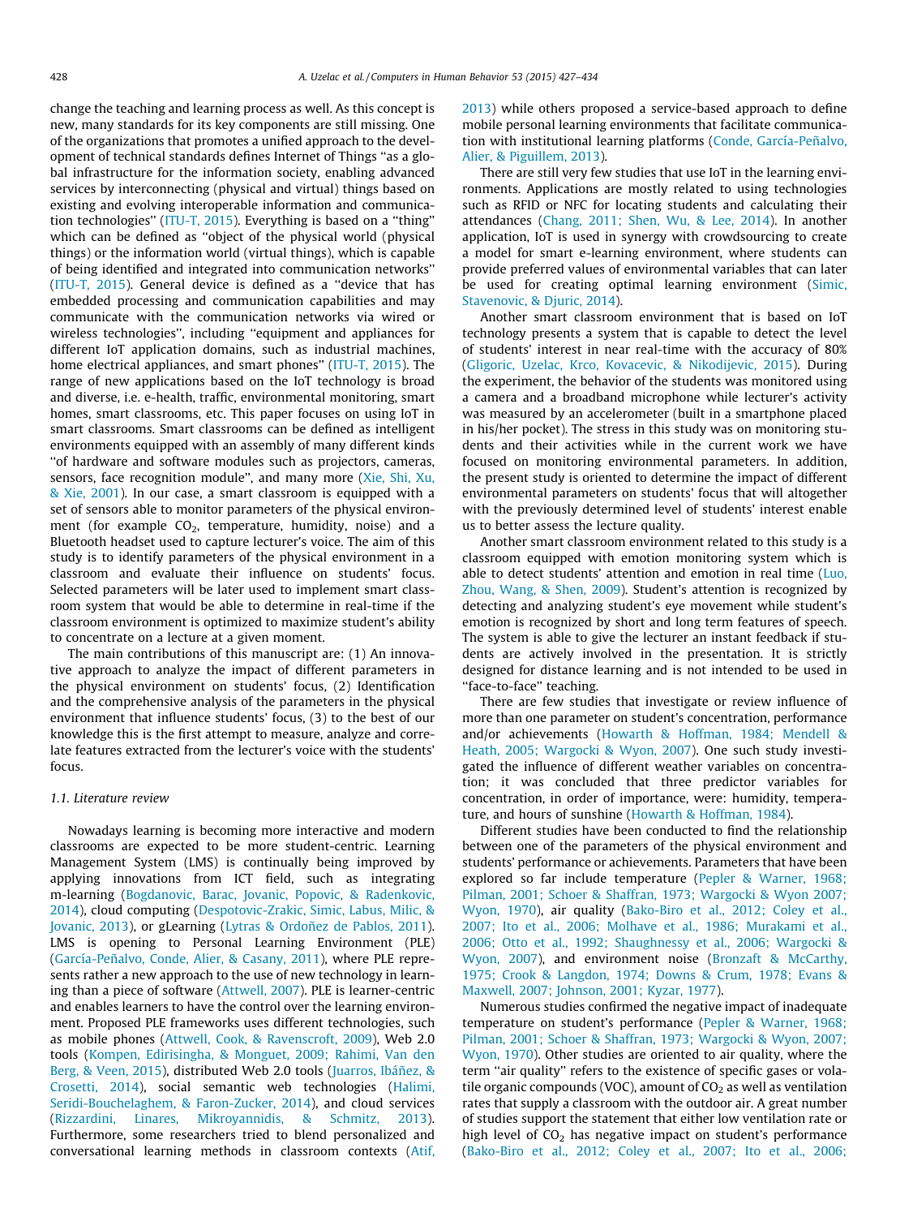change the teaching and learning process as well. As this concept is new, many standards for its key components are still missing. One of the organizations that promotes a unified approach to the development of technical standards defines Internet of Things "as a global infrastructure for the information society, enabling advanced services by interconnecting (physical and virtual) things based on existing and evolving interoperable information and communication technologies" (ITU-T, 2015). Everything is based on a "thing" which can be defined as "object of the physical world (physical things) or the information world (virtual things), which is capable of being identified and integrated into communication networks" (ITU-T, 2015). General device is defined as a "device that has embedded processing and communication capabilities and may communicate with the communication networks via wired or wireless technologies", including "equipment and appliances for different IoT application domains, such as industrial machines, home electrical appliances, and smart phones" (ITU-T, 2015). The range of new applications based on the IoT technology is broad and diverse, i.e. e-health, traffic, environmental monitoring, smart homes, smart classrooms, etc. This paper focuses on using IoT in smart classrooms. Smart classrooms can be defined as intelligent environments equipped with an assembly of many different kinds "of hardware and software modules such as projectors, cameras, sensors, face recognition module", and many more (Xie, Shi, Xu, & Xie, 2001). In our case, a smart classroom is equipped with a set of sensors able to monitor parameters of the physical environment (for example $CO_2$, temperature, humidity, noise) and a Bluetooth headset used to capture lecturer's voice. The aim of this study is to identify parameters of the physical environment in a classroom and evaluate their influence on students' focus. Selected parameters will be later used to implement smart classroom system that would be able to determine in real-time if the classroom environment is optimized to maximize student's ability to concentrate on a lecture at a given moment.

The main contributions of this manuscript are: (1) An innovative approach to analyze the impact of different parameters in the physical environment on students' focus, (2) Identification and the comprehensive analysis of the parameters in the physical environment that influence students' focus, (3) to the best of our knowledge this is the first attempt to measure, analyze and correlate features extracted from the lecturer's voice with the students' focus.

### 1.1. Literature review

Nowadays learning is becoming more interactive and modern classrooms are expected to be more student-centric. Learning Management System (LMS) is continually being improved by applying innovations from ICT field, such as integrating m-learning (Bogdanovic, Barac, Jovanic, Popovic, & Radenkovic, 2014), cloud computing (Despotovic-Zrakic, Simic, Labus, Milic, & Jovanic, 2013), or gLearning (Lytras & Ordoñez de Pablos, 2011). LMS is opening to Personal Learning Environment (PLE) (García-Peñalvo, Conde, Alier, & Casany, 2011), where PLE represents rather a new approach to the use of new technology in learning than a piece of software (Attwell, 2007). PLE is learner-centric and enables learners to have the control over the learning environment. Proposed PLE frameworks uses different technologies, such as mobile phones (Attwell, Cook, & Ravenscroft, 2009), Web 2.0 tools (Kompen, Edirisingha, & Monguet, 2009; Rahimi, Van den Berg, & Veen, 2015), distributed Web 2.0 tools (Juarros, Ibáñez, & Crosetti, 2014), social semantic web technologies (Halimi, Seridi-Bouchelaghem, & Faron-Zucker, 2014), and cloud services (Rizzardini, Linares, Mikroyannidis, & Schmitz, 2013). Furthermore, some researchers tried to blend personalized and conversational learning methods in classroom contexts (Atif, 2013) while others proposed a service-based approach to define mobile personal learning environments that facilitate communication with institutional learning platforms (Conde, García-Peñalvo, Alier, & Piguillem, 2013).

There are still very few studies that use IoT in the learning environments. Applications are mostly related to using technologies such as RFID or NFC for locating students and calculating their attendances (Chang, 2011; Shen, Wu, & Lee, 2014). In another application, IoT is used in synergy with crowdsourcing to create a model for smart e-learning environment, where students can provide preferred values of environmental variables that can later be used for creating optimal learning environment (Simic, Stavenovic, & Djuric, 2014).

Another smart classroom environment that is based on IoT technology presents a system that is capable to detect the level of students' interest in near real-time with the accuracy of 80% (Gligoric, Uzelac, Krco, Kovacevic, & Nikodijevic, 2015). During the experiment, the behavior of the students was monitored using a camera and a broadband microphone while lecturer's activity was measured by an accelerometer (built in a smartphone placed in his/her pocket). The stress in this study was on monitoring students and their activities while in the current work we have focused on monitoring environmental parameters. In addition, the present study is oriented to determine the impact of different environmental parameters on students' focus that will altogether with the previously determined level of students' interest enable us to better assess the lecture quality.

Another smart classroom environment related to this study is a classroom equipped with emotion monitoring system which is able to detect students' attention and emotion in real time (Luo, Zhou, Wang, & Shen, 2009). Student's attention is recognized by detecting and analyzing student's eye movement while student's emotion is recognized by short and long term features of speech. The system is able to give the lecturer an instant feedback if students are actively involved in the presentation. It is strictly designed for distance learning and is not intended to be used in "face-to-face" teaching.

There are few studies that investigate or review influence of more than one parameter on student's concentration, performance and/or achievements (Howarth & Hoffman, 1984; Mendell & Heath, 2005; Wargocki & Wyon, 2007). One such study investigated the influence of different weather variables on concentration; it was concluded that three predictor variables for concentration, in order of importance, were: humidity, temperature, and hours of sunshine (Howarth & Hoffman, 1984).

Different studies have been conducted to find the relationship between one of the parameters of the physical environment and students' performance or achievements. Parameters that have been explored so far include temperature (Pepler & Warner, 1968; Pilman, 2001; Schoer & Shaffran, 1973; Wargocki & Wyon 2007; Wyon, 1970), air quality (Bako-Biro et al., 2012; Coley et al., 2007; Ito et al., 2006; Molhave et al., 1986; Murakami et al., 2006; Otto et al., 1992; Shaughnessy et al., 2006; Wargocki & Wyon, 2007), and environment noise (Bronzaft & McCarthy, 1975; Crook & Langdon, 1974; Downs & Crum, 1978; Evans & Maxwell, 2007; Johnson, 2001; Kyzar, 1977).

Numerous studies confirmed the negative impact of inadequate temperature on student's performance (Pepler & Warner, 1968; Pilman, 2001; Schoer & Shaffran, 1973; Wargocki & Wyon, 2007; Wyon, 1970). Other studies are oriented to air quality, where the term "air quality" refers to the existence of specific gases or volatile organic compounds (VOC), amount of $CO_2$ as well as ventilation rates that supply a classroom with the outdoor air. A great number of studies support the statement that either low ventilation rate or high level of $CO_2$ has negative impact on student's performance (Bako-Biro et al., 2012; Coley et al., 2007; Ito et al., 2006;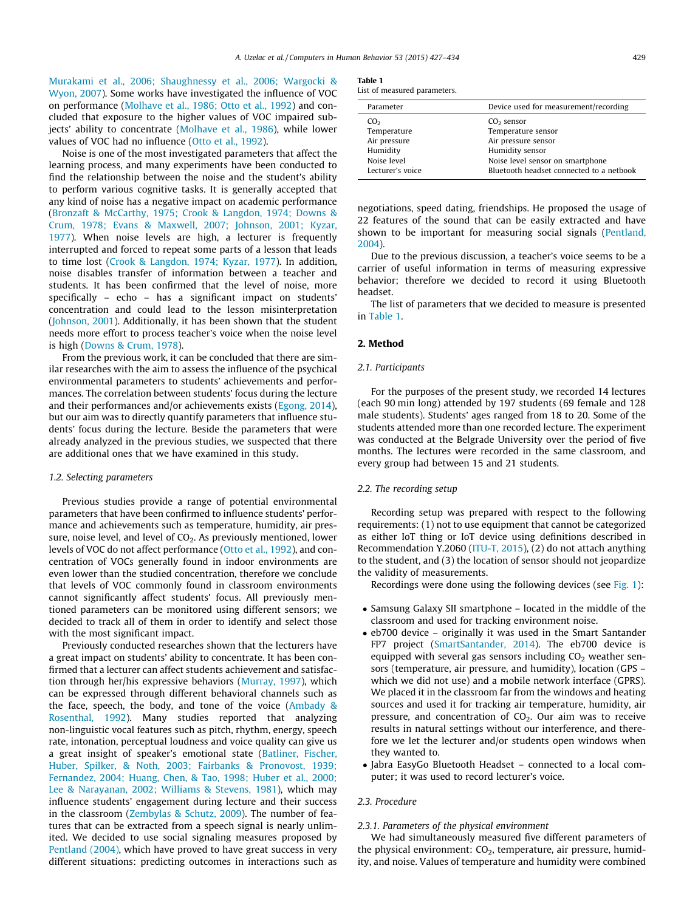Murakami et al., 2006; Shaughnessy et al., 2006; Wargocki & Wyon, 2007). Some works have investigated the influence of VOC on performance (Molhave et al., 1986; Otto et al., 1992) and concluded that exposure to the higher values of VOC impaired subjects' ability to concentrate (Molhave et al., 1986), while lower values of VOC had no influence (Otto et al., 1992).

Noise is one of the most investigated parameters that affect the learning process, and many experiments have been conducted to find the relationship between the noise and the student's ability to perform various cognitive tasks. It is generally accepted that any kind of noise has a negative impact on academic performance (Bronzaft & McCarthy, 1975; Crook & Langdon, 1974; Downs & Crum, 1978; Evans & Maxwell, 2007; Johnson, 2001; Kyzar, 1977). When noise levels are high, a lecturer is frequently interrupted and forced to repeat some parts of a lesson that leads to time lost (Crook & Langdon, 1974; Kyzar, 1977). In addition, noise disables transfer of information between a teacher and students. It has been confirmed that the level of noise, more specifically – echo – has a significant impact on students' concentration and could lead to the lesson misinterpretation (Johnson, 2001). Additionally, it has been shown that the student needs more effort to process teacher's voice when the noise level is high (Downs & Crum, 1978).

From the previous work, it can be concluded that there are similar researches with the aim to assess the influence of the psychical environmental parameters to students' achievements and performances. The correlation between students' focus during the lecture and their performances and/or achievements exists (Egong, 2014), but our aim was to directly quantify parameters that influence students' focus during the lecture. Beside the parameters that were already analyzed in the previous studies, we suspected that there are additional ones that we have examined in this study.

### 1.2. Selecting parameters

Previous studies provide a range of potential environmental parameters that have been confirmed to influence students' performance and achievements such as temperature, humidity, air pressure, noise level, and level of $CO_2$. As previously mentioned, lower levels of VOC do not affect performance (Otto et al., 1992), and concentration of VOCs generally found in indoor environments are even lower than the studied concentration, therefore we conclude that levels of VOC commonly found in classroom environments cannot significantly affect students' focus. All previously mentioned parameters can be monitored using different sensors; we decided to track all of them in order to identify and select those with the most significant impact.

Previously conducted researches shown that the lecturers have a great impact on students' ability to concentrate. It has been confirmed that a lecturer can affect students achievement and satisfaction through her/his expressive behaviors (Murray, 1997), which can be expressed through different behavioral channels such as the face, speech, the body, and tone of the voice (Ambady & Rosenthal, 1992). Many studies reported that analyzing non-linguistic vocal features such as pitch, rhythm, energy, speech rate, intonation, perceptual loudness and voice quality can give us a great insight of speaker's emotional state (Batliner, Fischer, Huber, Spilker, & Noth, 2003; Fairbanks & Pronovost, 1939; Fernandez, 2004; Huang, Chen, & Tao, 1998; Huber et al., 2000; Lee & Narayanan, 2002; Williams & Stevens, 1981), which may influence students' engagement during lecture and their success in the classroom (Zembylas & Schutz, 2009). The number of features that can be extracted from a speech signal is nearly unlimited. We decided to use social signaling measures proposed by Pentland (2004), which have proved to have great success in very different situations: predicting outcomes in interactions such as negotiations, speed dating, friendships. He proposed the usage of 22 features of the sound that can be easily extracted and have shown to be important for measuring social signals (Pentland, 2004).

Due to the previous discussion, a teacher's voice seems to be a carrier of useful information in terms of measuring expressive behavior; therefore we decided to record it using Bluetooth headset.

The list of parameters that we decided to measure is presented in Table 1.

**Table 1**
List of measured parameters.

| Parameter | Device used for measurement/recording |
|---|---|
| $CO_2$ | $CO_2$ sensor |
| Temperature | Temperature sensor |
| Air pressure | Air pressure sensor |
| Humidity | Humidity sensor |
| Noise level | Noise level sensor on smartphone |
| Lecturer's voice | Bluetooth headset connected to a netbook |

## 2. Method

### 2.1. Participants

For the purposes of the present study, we recorded 14 lectures (each 90 min long) attended by 197 students (69 female and 128 male students). Students' ages ranged from 18 to 20. Some of the students attended more than one recorded lecture. The experiment was conducted at the Belgrade University over the period of five months. The lectures were recorded in the same classroom, and every group had between 15 and 21 students.

### 2.2. The recording setup

Recording setup was prepared with respect to the following requirements: (1) not to use equipment that cannot be categorized as either IoT thing or IoT device using definitions described in Recommendation Y.2060 (ITU-T, 2015), (2) do not attach anything to the student, and (3) the location of sensor should not jeopardize the validity of measurements.

Recordings were done using the following devices (see Fig. 1):

- Samsung Galaxy SII smartphone – located in the middle of the classroom and used for tracking environment noise.
- eb700 device – originally it was used in the Smart Santander FP7 project (SmartSantander, 2014). The eb700 device is equipped with several gas sensors including $CO_2$ weather sensors (temperature, air pressure, and humidity), location (GPS – which we did not use) and a mobile network interface (GPRS). We placed it in the classroom far from the windows and heating sources and used it for tracking air temperature, humidity, air pressure, and concentration of $CO_2$. Our aim was to receive results in natural settings without our interference, and therefore we let the lecturer and/or students open windows when they wanted to.
- Jabra EasyGo Bluetooth Headset – connected to a local computer; it was used to record lecturer's voice.

### 2.3. Procedure

#### 2.3.1. Parameters of the physical environment

We had simultaneously measured five different parameters of the physical environment: $CO_2$, temperature, air pressure, humidity, and noise. Values of temperature and humidity were combined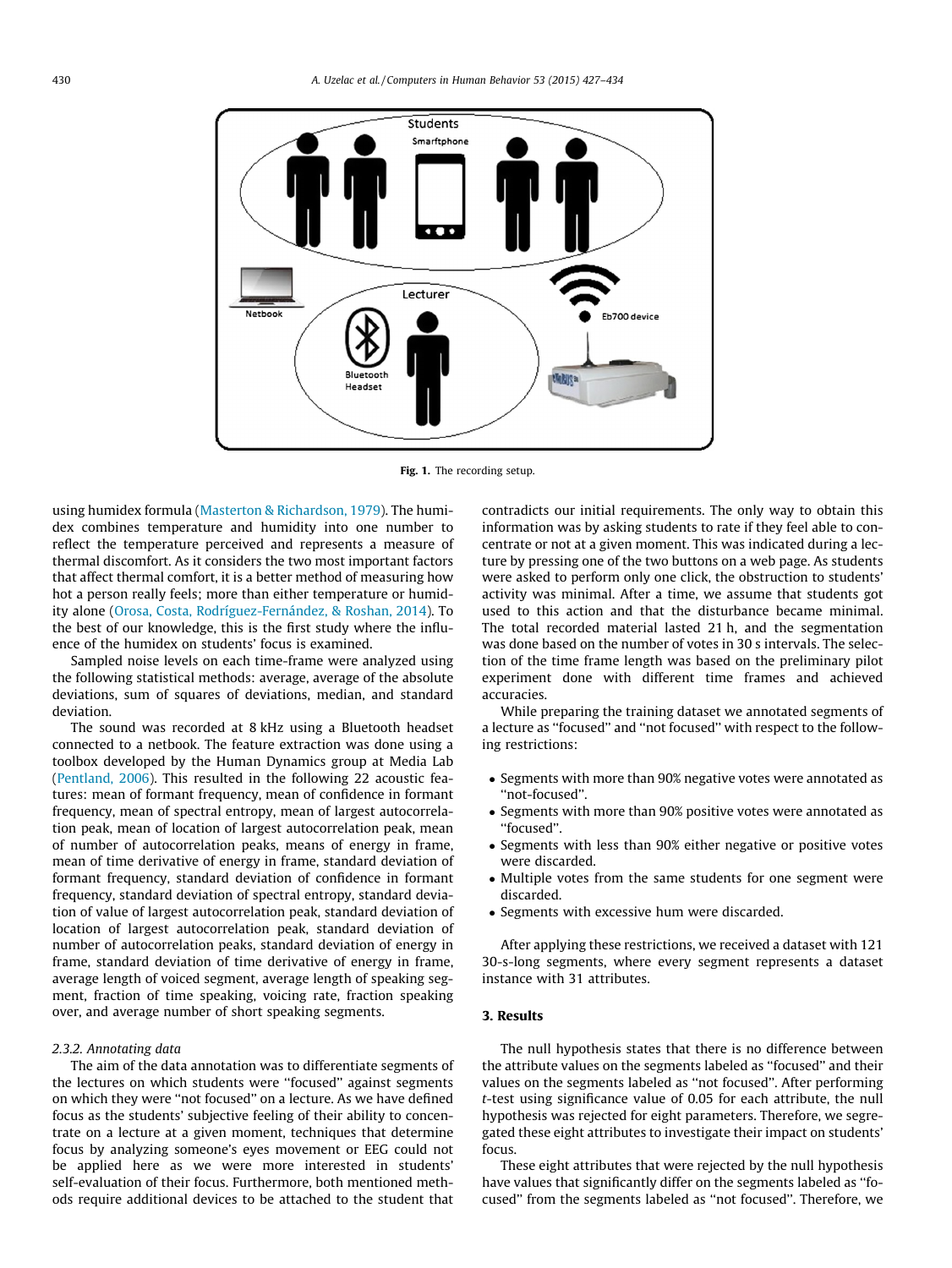Students

Smartphone

Netbook

Lecturer

Bluetooth Headset

Eb700 device

**Fig. 1.** The recording setup.

using humidex formula (Masterton & Richardson, 1979). The humidex combines temperature and humidity into one number to reflect the temperature perceived and represents a measure of thermal discomfort. As it considers the two most important factors that affect thermal comfort, it is a better method of measuring how hot a person really feels; more than either temperature or humidity alone (Orosa, Costa, Rodríguez-Fernández, & Roshan, 2014). To the best of our knowledge, this is the first study where the influence of the humidex on students' focus is examined.

Sampled noise levels on each time-frame were analyzed using the following statistical methods: average, average of the absolute deviations, sum of squares of deviations, median, and standard deviation.

The sound was recorded at 8 kHz using a Bluetooth headset connected to a netbook. The feature extraction was done using a toolbox developed by the Human Dynamics group at Media Lab (Pentland, 2006). This resulted in the following 22 acoustic features: mean of formant frequency, mean of confidence in formant frequency, mean of spectral entropy, mean of largest autocorrelation peak, mean of location of largest autocorrelation peak, mean of number of autocorrelation peaks, means of energy in frame, mean of time derivative of energy in frame, standard deviation of formant frequency, standard deviation of confidence in formant frequency, standard deviation of spectral entropy, standard deviation of value of largest autocorrelation peak, standard deviation of location of largest autocorrelation peak, standard deviation of number of autocorrelation peaks, standard deviation of energy in frame, standard deviation of time derivative of energy in frame, average length of voiced segment, average length of speaking segment, fraction of time speaking, voicing rate, fraction speaking over, and average number of short speaking segments.

#### 2.3.2. Annotating data

The aim of the data annotation was to differentiate segments of the lectures on which students were "focused" against segments on which they were "not focused" on a lecture. As we have defined focus as the students' subjective feeling of their ability to concentrate on a lecture at a given moment, techniques that determine focus by analyzing someone's eyes movement or EEG could not be applied here as we were more interested in students' self-evaluation of their focus. Furthermore, both mentioned methods require additional devices to be attached to the student that contradicts our initial requirements. The only way to obtain this information was by asking students to rate if they feel able to concentrate or not at a given moment. This was indicated during a lecture by pressing one of the two buttons on a web page. As students were asked to perform only one click, the obstruction to students' activity was minimal. After a time, we assume that students got used to this action and that the disturbance became minimal. The total recorded material lasted 21 h, and the segmentation was done based on the number of votes in 30 s intervals. The selection of the time frame length was based on the preliminary pilot experiment done with different time frames and achieved accuracies.

While preparing the training dataset we annotated segments of a lecture as "focused" and "not focused" with respect to the following restrictions:

- Segments with more than 90% negative votes were annotated as "not-focused".
- Segments with more than 90% positive votes were annotated as "focused".
- Segments with less than 90% either negative or positive votes were discarded.
- Multiple votes from the same students for one segment were discarded.
- Segments with excessive hum were discarded.

After applying these restrictions, we received a dataset with 121 30-s-long segments, where every segment represents a dataset instance with 31 attributes.

## 3. Results

The null hypothesis states that there is no difference between the attribute values on the segments labeled as "focused" and their values on the segments labeled as "not focused". After performing *t*-test using significance value of 0.05 for each attribute, the null hypothesis was rejected for eight parameters. Therefore, we segregated these eight attributes to investigate their impact on students' focus.

These eight attributes that were rejected by the null hypothesis have values that significantly differ on the segments labeled as "focused" from the segments labeled as "not focused". Therefore, we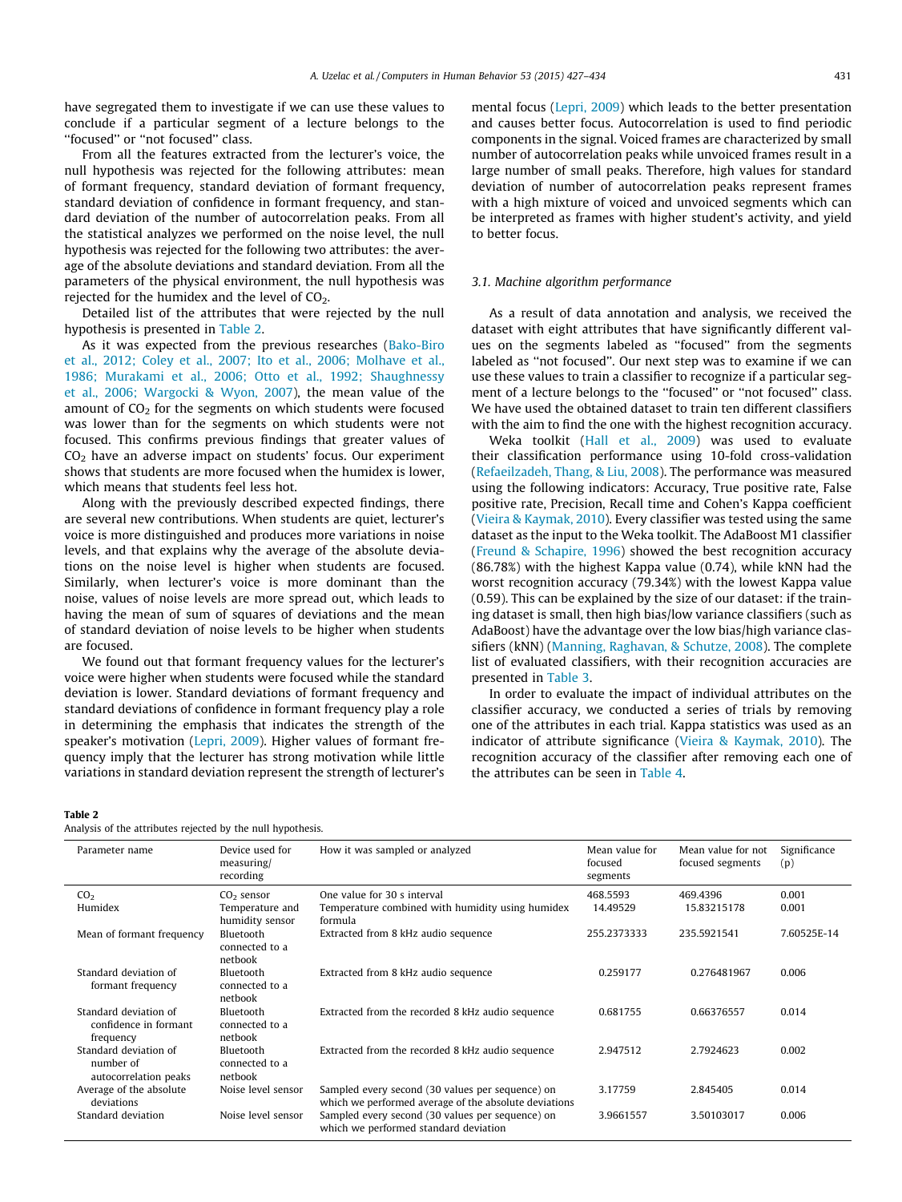have segregated them to investigate if we can use these values to conclude if a particular segment of a lecture belongs to the ''focused'' or ''not focused'' class.

From all the features extracted from the lecturer's voice, the null hypothesis was rejected for the following attributes: mean of formant frequency, standard deviation of formant frequency, standard deviation of confidence in formant frequency, and standard deviation of the number of autocorrelation peaks. From all the statistical analyzes we performed on the noise level, the null hypothesis was rejected for the following two attributes: the average of the absolute deviations and standard deviation. From all the parameters of the physical environment, the null hypothesis was rejected for the humidex and the level of $CO_2$.

Detailed list of the attributes that were rejected by the null hypothesis is presented in Table 2.

As it was expected from the previous researches (Bako-Biro et al., 2012; Coley et al., 2007; Ito et al., 2006; Molhave et al., 1986; Murakami et al., 2006; Otto et al., 1992; Shaughnessy et al., 2006; Wargocki & Wyon, 2007), the mean value of the amount of $CO_2$ for the segments on which students were focused was lower than for the segments on which students were not focused. This confirms previous findings that greater values of $CO_2$ have an adverse impact on students' focus. Our experiment shows that students are more focused when the humidex is lower, which means that students feel less hot.

Along with the previously described expected findings, there are several new contributions. When students are quiet, lecturer's voice is more distinguished and produces more variations in noise levels, and that explains why the average of the absolute deviations on the noise level is higher when students are focused. Similarly, when lecturer's voice is more dominant than the noise, values of noise levels are more spread out, which leads to having the mean of sum of squares of deviations and the mean of standard deviation of noise levels to be higher when students are focused.

We found out that formant frequency values for the lecturer's voice were higher when students were focused while the standard deviation is lower. Standard deviations of formant frequency and standard deviations of confidence in formant frequency play a role in determining the emphasis that indicates the strength of the speaker's motivation (Lepri, 2009). Higher values of formant frequency imply that the lecturer has strong motivation while little variations in standard deviation represent the strength of lecturer's mental focus (Lepri, 2009) which leads to the better presentation and causes better focus. Autocorrelation is used to find periodic components in the signal. Voiced frames are characterized by small number of autocorrelation peaks while unvoiced frames result in a large number of small peaks. Therefore, high values for standard deviation of number of autocorrelation peaks represent frames with a high mixture of voiced and unvoiced segments which can be interpreted as frames with higher student's activity, and yield to better focus.

### 3.1. Machine algorithm performance

As a result of data annotation and analysis, we received the dataset with eight attributes that have significantly different values on the segments labeled as ''focused'' from the segments labeled as ''not focused''. Our next step was to examine if we can use these values to train a classifier to recognize if a particular segment of a lecture belongs to the ''focused'' or ''not focused'' class. We have used the obtained dataset to train ten different classifiers with the aim to find the one with the highest recognition accuracy.

Weka toolkit (Hall et al., 2009) was used to evaluate their classification performance using 10-fold cross-validation (Refaeilzadeh, Thang, & Liu, 2008). The performance was measured using the following indicators: Accuracy, True positive rate, False positive rate, Precision, Recall time and Cohen's Kappa coefficient (Vieira & Kaymak, 2010). Every classifier was tested using the same dataset as the input to the Weka toolkit. The AdaBoost M1 classifier (Freund & Schapire, 1996) showed the best recognition accuracy (86.78%) with the highest Kappa value (0.74), while kNN had the worst recognition accuracy (79.34%) with the lowest Kappa value (0.59). This can be explained by the size of our dataset: if the training dataset is small, then high bias/low variance classifiers (such as AdaBoost) have the advantage over the low bias/high variance classifiers (kNN) (Manning, Raghavan, & Schutze, 2008). The complete list of evaluated classifiers, with their recognition accuracies are presented in Table 3.

In order to evaluate the impact of individual attributes on the classifier accuracy, we conducted a series of trials by removing one of the attributes in each trial. Kappa statistics was used as an indicator of attribute significance (Vieira & Kaymak, 2010). The recognition accuracy of the classifier after removing each one of the attributes can be seen in Table 4.

**Table 2**
Analysis of the attributes rejected by the null hypothesis.

| Parameter name | Device used for measuring/ recording | How it was sampled or analyzed | Mean value for focused segments | Mean value for not focused segments | Significance (p) |
|---|---|---|---|---|---|
| $CO_2$ | $CO_2$ sensor | One value for 30 s interval | 468.5593 | 469.4396 | 0.001 |
| Humidex | Temperature and humidity sensor | Temperature combined with humidity using humidex formula | 14.49529 | 15.83215178 | 0.001 |
| Mean of formant frequency | Bluetooth connected to a netbook | Extracted from 8 kHz audio sequence | 255.2373333 | 235.5921541 | 7.60525E-14 |
| Standard deviation of formant frequency | Bluetooth connected to a netbook | Extracted from 8 kHz audio sequence | 0.259177 | 0.276481967 | 0.006 |
| Standard deviation of confidence in formant frequency | Bluetooth connected to a netbook | Extracted from the recorded 8 kHz audio sequence | 0.681755 | 0.66376557 | 0.014 |
| Standard deviation of number of autocorrelation peaks | Bluetooth connected to a netbook | Extracted from the recorded 8 kHz audio sequence | 2.947512 | 2.7924623 | 0.002 |
| Average of the absolute deviations | Noise level sensor | Sampled every second (30 values per sequence) on which we performed average of the absolute deviations | 3.17759 | 2.845405 | 0.014 |
| Standard deviation | Noise level sensor | Sampled every second (30 values per sequence) on which we performed standard deviation | 3.9661557 | 3.50103017 | 0.006 |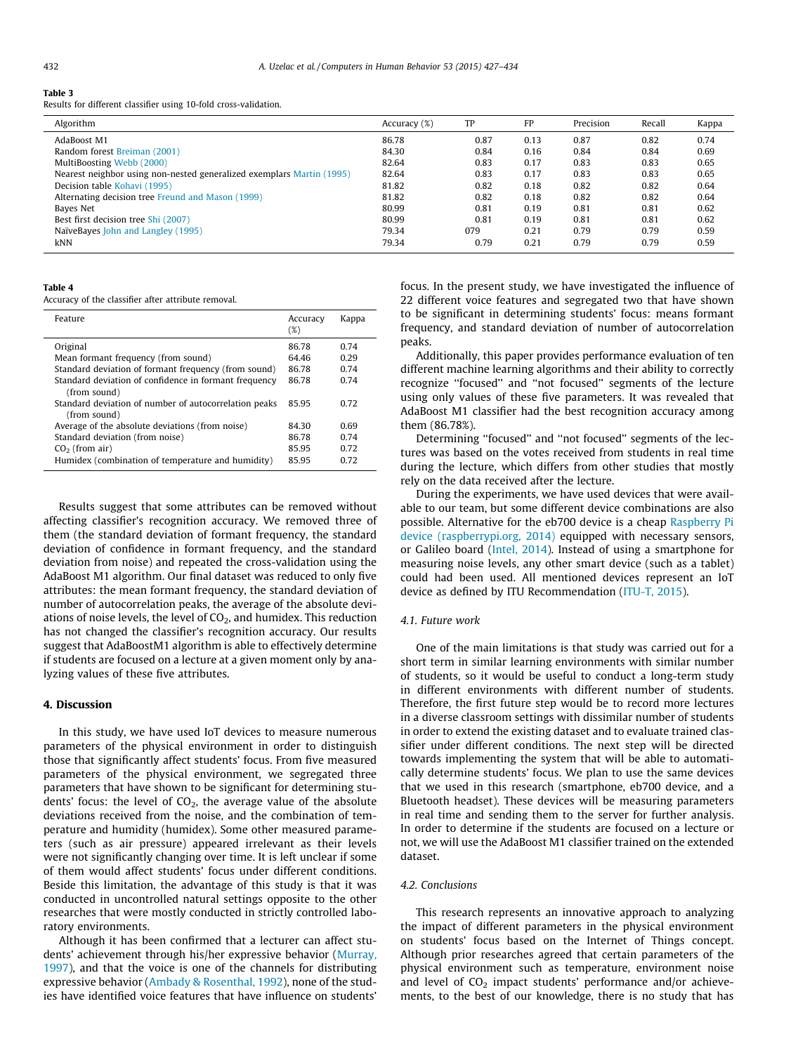**Table 3**
Results for different classifier using 10-fold cross-validation.

| Algorithm | Accuracy (%) | TP | FP | Precision | Recall | Kappa |
|---|---|---|---|---|---|---|
| AdaBoost M1 | 86.78 | 0.87 | 0.13 | 0.87 | 0.82 | 0.74 |
| Random forest Breiman (2001) | 84.30 | 0.84 | 0.16 | 0.84 | 0.84 | 0.69 |
| MultiBoosting Webb (2000) | 82.64 | 0.83 | 0.17 | 0.83 | 0.83 | 0.65 |
| Nearest neighbor using non-nested generalized exemplars Martin (1995) | 82.64 | 0.83 | 0.17 | 0.83 | 0.83 | 0.65 |
| Decision table Kohavi (1995) | 81.82 | 0.82 | 0.18 | 0.82 | 0.82 | 0.64 |
| Alternating decision tree Freund and Mason (1999) | 81.82 | 0.82 | 0.18 | 0.82 | 0.82 | 0.64 |
| Bayes Net | 80.99 | 0.81 | 0.19 | 0.81 | 0.81 | 0.62 |
| Best first decision tree Shi (2007) | 80.99 | 0.81 | 0.19 | 0.81 | 0.81 | 0.62 |
| NaïveBayes John and Langley (1995) | 79.34 | 079 | 0.21 | 0.79 | 0.79 | 0.59 |
| kNN | 79.34 | 0.79 | 0.21 | 0.79 | 0.79 | 0.59 |

**Table 4**
Accuracy of the classifier after attribute removal.

| Feature | Accuracy (%) | Kappa |
|---|---|---|
| Original | 86.78 | 0.74 |
| Mean formant frequency (from sound) | 64.46 | 0.29 |
| Standard deviation of formant frequency (from sound) | 86.78 | 0.74 |
| Standard deviation of confidence in formant frequency (from sound) | 86.78 | 0.74 |
| Standard deviation of number of autocorrelation peaks (from sound) | 85.95 | 0.72 |
| Average of the absolute deviations (from noise) | 84.30 | 0.69 |
| Standard deviation (from noise) | 86.78 | 0.74 |
| $CO_2$ (from air) | 85.95 | 0.72 |
| Humidex (combination of temperature and humidity) | 85.95 | 0.72 |

Results suggest that some attributes can be removed without affecting classifier's recognition accuracy. We removed three of them (the standard deviation of formant frequency, the standard deviation of confidence in formant frequency, and the standard deviation from noise) and repeated the cross-validation using the AdaBoost M1 algorithm. Our final dataset was reduced to only five attributes: the mean formant frequency, the standard deviation of number of autocorrelation peaks, the average of the absolute deviations of noise levels, the level of $CO_2$, and humidex. This reduction has not changed the classifier's recognition accuracy. Our results suggest that AdaBoostM1 algorithm is able to effectively determine if students are focused on a lecture at a given moment only by analyzing values of these five attributes.

## 4. Discussion

In this study, we have used IoT devices to measure numerous parameters of the physical environment in order to distinguish those that significantly affect students' focus. From five measured parameters of the physical environment, we segregated three parameters that have shown to be significant for determining students' focus: the level of $CO_2$, the average value of the absolute deviations received from the noise, and the combination of temperature and humidity (humidex). Some other measured parameters (such as air pressure) appeared irrelevant as their levels were not significantly changing over time. It is left unclear if some of them would affect students' focus under different conditions. Beside this limitation, the advantage of this study is that it was conducted in uncontrolled natural settings opposite to the other researches that were mostly conducted in strictly controlled laboratory environments.

Although it has been confirmed that a lecturer can affect students' achievement through his/her expressive behavior (Murray, 1997), and that the voice is one of the channels for distributing expressive behavior (Ambady & Rosenthal, 1992), none of the studies have identified voice features that have influence on students' focus. In the present study, we have investigated the influence of 22 different voice features and segregated two that have shown to be significant in determining students' focus: means formant frequency, and standard deviation of number of autocorrelation peaks.

Additionally, this paper provides performance evaluation of ten different machine learning algorithms and their ability to correctly recognize "focused" and "not focused" segments of the lecture using only values of these five parameters. It was revealed that AdaBoost M1 classifier had the best recognition accuracy among them (86.78%).

Determining "focused" and "not focused" segments of the lectures was based on the votes received from students in real time during the lecture, which differs from other studies that mostly rely on the data received after the lecture.

During the experiments, we have used devices that were available to our team, but some different device combinations are also possible. Alternative for the eb700 device is a cheap Raspberry Pi device (raspberrypi.org, 2014) equipped with necessary sensors, or Galileo board (Intel, 2014). Instead of using a smartphone for measuring noise levels, any other smart device (such as a tablet) could had been used. All mentioned devices represent an IoT device as defined by ITU Recommendation (ITU-T, 2015).

### 4.1. Future work

One of the main limitations is that study was carried out for a short term in similar learning environments with similar number of students, so it would be useful to conduct a long-term study in different environments with different number of students. Therefore, the first future step would be to record more lectures in a diverse classroom settings with dissimilar number of students in order to extend the existing dataset and to evaluate trained classifier under different conditions. The next step will be directed towards implementing the system that will be able to automatically determine students' focus. We plan to use the same devices that we used in this research (smartphone, eb700 device, and a Bluetooth headset). These devices will be measuring parameters in real time and sending them to the server for further analysis. In order to determine if the students are focused on a lecture or not, we will use the AdaBoost M1 classifier trained on the extended dataset.

### 4.2. Conclusions

This research represents an innovative approach to analyzing the impact of different parameters in the physical environment on students' focus based on the Internet of Things concept. Although prior researches agreed that certain parameters of the physical environment such as temperature, environment noise and level of $CO_2$ impact students' performance and/or achievements, to the best of our knowledge, there is no study that has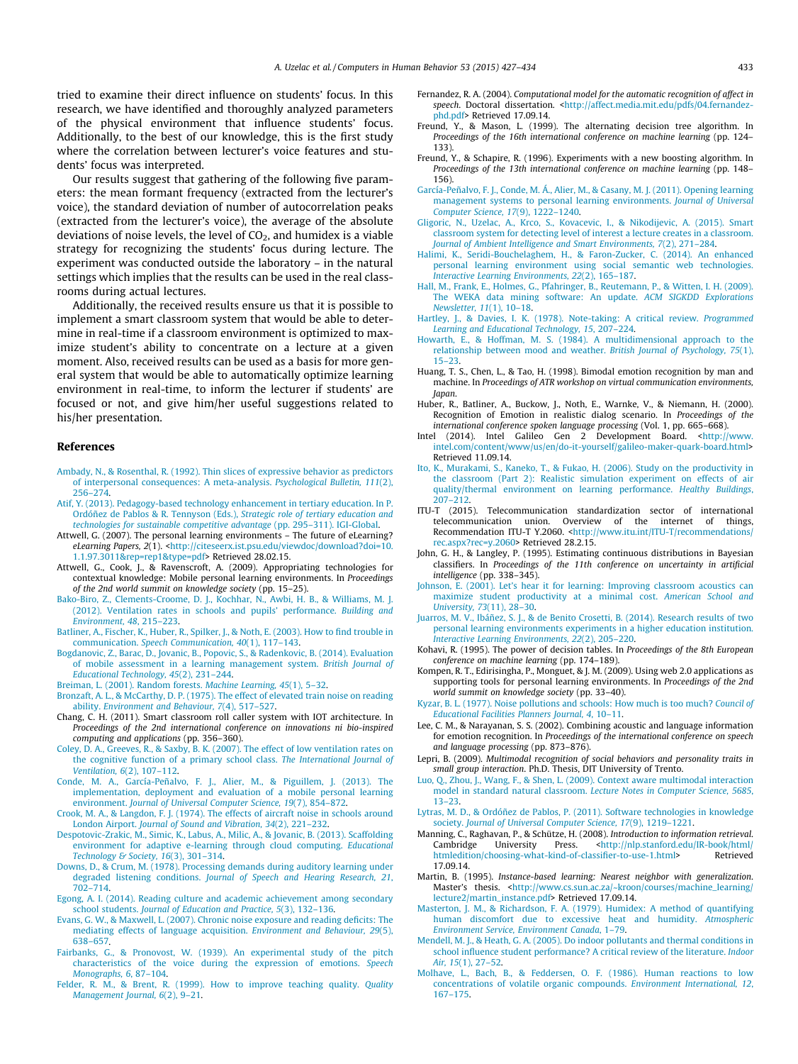tried to examine their direct influence on students' focus. In this research, we have identified and thoroughly analyzed parameters of the physical environment that influence students' focus. Additionally, to the best of our knowledge, this is the first study where the correlation between lecturer's voice features and students' focus was interpreted.

Our results suggest that gathering of the following five parameters: the mean formant frequency (extracted from the lecturer's voice), the standard deviation of number of autocorrelation peaks (extracted from the lecturer's voice), the average of the absolute deviations of noise levels, the level of $CO_2$, and humidex is a viable strategy for recognizing the students' focus during lecture. The experiment was conducted outside the laboratory – in the natural settings which implies that the results can be used in the real classrooms during actual lectures.

Additionally, the received results ensure us that it is possible to implement a smart classroom system that would be able to determine in real-time if a classroom environment is optimized to maximize student's ability to concentrate on a lecture at a given moment. Also, received results can be used as a basis for more general system that would be able to automatically optimize learning environment in real-time, to inform the lecturer if students' are focused or not, and give him/her useful suggestions related to his/her presentation.

## References

Ambady, N., & Rosenthal, R. (1992). Thin slices of expressive behavior as predictors of interpersonal consequences: A meta-analysis. *Psychological Bulletin, 111*(2), 256–274.

Atif, Y. (2013). Pedagogy-based technology enhancement in tertiary education. In P. Ordóñez de Pablos & R. Tennyson (Eds.), *Strategic role of tertiary education and technologies for sustainable competitive advantage* (pp. 295–311). IGI-Global.

Attwell, G. (2007). The personal learning environments – The future of eLearning? *eLearning Papers, 2*(1). <http://citeseerx.ist.psu.edu/viewdoc/download?doi=10.1.1.97.3011&rep=rep1&type=pdf> Retrieved 28.02.15.

Attwell, G., Cook, J., & Ravenscroft, A. (2009). Appropriating technologies for contextual knowledge: Mobile personal learning environments. In *Proceedings of the 2nd world summit on knowledge society* (pp. 15–25).

Bako-Biro, Z., Clements-Croome, D. J., Kochhar, N., Awbi, H. B., & Williams, M. J. (2012). Ventilation rates in schools and pupils' performance. *Building and Environment, 48*, 215–223.

Batliner, A., Fischer, K., Huber, R., Spilker, J., & Noth, E. (2003). How to find trouble in communication. *Speech Communication, 40*(1), 117–143.

Bogdanovic, Z., Barac, D., Jovanic, B., Popovic, S., & Radenkovic, B. (2014). Evaluation of mobile assessment in a learning management system. *British Journal of Educational Technology, 45*(2), 231–244.

Breiman, L. (2001). Random forests. *Machine Learning, 45*(1), 5–32.

Bronzaft, A. L., & McCarthy, D. P. (1975). The effect of elevated train noise on reading ability. *Environment and Behaviour, 7*(4), 517–527.

Chang, C. H. (2011). Smart classroom roll caller system with IOT architecture. In *Proceedings of the 2nd international conference on innovations ni bio-inspired computing and applications* (pp. 356–360).

Coley, D. A., Greeves, R., & Saxby, B. K. (2007). The effect of low ventilation rates on the cognitive function of a primary school class. *The International Journal of Ventilation, 6*(2), 107–112.

Conde, M. A., García-Peñalvo, F. J., Alier, M., & Piguillem, J. (2013). The implementation, deployment and evaluation of a mobile personal learning environment. *Journal of Universal Computer Science, 19*(7), 854–872.

Crook, M. A., & Langdon, F. J. (1974). The effects of aircraft noise in schools around London Airport. *Journal of Sound and Vibration, 34*(2), 221–232.

Despotovic-Zrakic, M., Simic, K., Labus, A., Milic, A., & Jovanic, B. (2013). Scaffolding environment for adaptive e-learning through cloud computing. *Educational Technology & Society, 16*(3), 301–314.

Downs, D., & Crum, M. (1978). Processing demands during auditory learning under degraded listening conditions. *Journal of Speech and Hearing Research, 21*, 702–714.

Egong, A. I. (2014). Reading culture and academic achievement among secondary school students. *Journal of Education and Practice, 5*(3), 132–136.

Evans, G. W., & Maxwell, L. (2007). Chronic noise exposure and reading deficits: The mediating effects of language acquisition. *Environment and Behaviour, 29*(5), 638–657.

Fairbanks, G., & Pronovost, W. (1939). An experimental study of the pitch characteristics of the voice during the expression of emotions. *Speech Monographs, 6*, 87–104.

Felder, R. M., & Brent, R. (1999). How to improve teaching quality. *Quality Management Journal, 6*(2), 9–21.

Fernandez, R. A. (2004). *Computational model for the automatic recognition of affect in speech*. Doctoral dissertation. <http://affect.media.mit.edu/pdfs/04.fernandez-phd.pdf> Retrieved 17.09.14.

Freund, Y., & Mason, L. (1999). The alternating decision tree algorithm. In *Proceedings of the 16th international conference on machine learning* (pp. 124–133).

Freund, Y., & Schapire, R. (1996). Experiments with a new boosting algorithm. In *Proceedings of the 13th international conference on machine learning* (pp. 148–156).

García-Peñalvo, F. J., Conde, M. Á., Alier, M., & Casany, M. J. (2011). Opening learning management systems to personal learning environments. *Journal of Universal Computer Science, 17*(9), 1222–1240.

Gligoric, N., Uzelac, A., Krco, S., Kovacevic, I., & Nikodijevic, A. (2015). Smart classroom system for detecting level of interest a lecture creates in a classroom. *Journal of Ambient Intelligence and Smart Environments, 7*(2), 271–284.

Halimi, K., Seridi-Bouchelaghem, H., & Faron-Zucker, C. (2014). An enhanced personal learning environment using social semantic web technologies. *Interactive Learning Environments, 22*(2), 165–187.

Hall, M., Frank, E., Holmes, G., Pfahringer, B., Reutemann, P., & Witten, I. H. (2009). The WEKA data mining software: An update. *ACM SIGKDD Explorations Newsletter, 11*(1), 10–18.

Hartley, J., & Davies, I. K. (1978). Note-taking: A critical review. *Programmed Learning and Educational Technology, 15*, 207–224.

Howarth, E., & Hoffman, M. S. (1984). A multidimensional approach to the relationship between mood and weather. *British Journal of Psychology, 75*(1), 15–23.

Huang, T. S., Chen, L., & Tao, H. (1998). Bimodal emotion recognition by man and machine. In *Proceedings of ATR workshop on virtual communication environments, Japan*.

Huber, R., Batliner, A., Buckow, J., Noth, E., Warnke, V., & Niemann, H. (2000). Recognition of Emotion in realistic dialog scenario. In *Proceedings of the international conference spoken language processing* (Vol. 1, pp. 665–668).

Intel (2014). Intel Galileo Gen 2 Development Board. <http://www.intel.com/content/www/us/en/do-it-yourself/galileo-maker-quark-board.html> Retrieved 11.09.14.

Ito, K., Murakami, S., Kaneko, T., & Fukao, H. (2006). Study on the productivity in the classroom (Part 2): Realistic simulation experiment on effects of air quality/thermal environment on learning performance. *Healthy Buildings*, 207–212.

ITU-T (2015). Telecommunication standardization sector of international telecommunication union. Overview of the internet of things, Recommendation ITU-T Y.2060. <http://www.itu.int/ITU-T/recommendations/rec.aspx?rec=y.2060> Retrieved 28.2.15.

John, G. H., & Langley, P. (1995). Estimating continuous distributions in Bayesian classifiers. In *Proceedings of the 11th conference on uncertainty in artificial intelligence* (pp. 338–345).

Johnson, E. (2001). Let's hear it for learning: Improving classroom acoustics can maximize student productivity at a minimal cost. *American School and University, 73*(11), 28–30.

Juarros, M. V., Ibáñez, S. J., & de Benito Crosetti, B. (2014). Research results of two personal learning environments experiments in a higher education institution. *Interactive Learning Environments, 22*(2), 205–220.

Kohavi, R. (1995). The power of decision tables. In *Proceedings of the 8th European conference on machine learning* (pp. 174–189).

Kompen, R. T., Edirisingha, P., Monguet, & J. M. (2009). Using web 2.0 applications as supporting tools for personal learning environments. In *Proceedings of the 2nd world summit on knowledge society* (pp. 33–40).

Kyzar, B. L. (1977). Noise pollutions and schools: How much is too much? *Council of Educational Facilities Planners Journal, 4*, 10–11.

Lee, C. M., & Narayanan, S. S. (2002). Combining acoustic and language information for emotion recognition. In *Proceedings of the international conference on speech and language processing* (pp. 873–876).

Lepri, B. (2009). *Multimodal recognition of social behaviors and personality traits in small group interaction*. Ph.D. Thesis, DIT University of Trento.

Luo, Q., Zhou, J., Wang, F., & Shen, L. (2009). Context aware multimodal interaction model in standard natural classroom. *Lecture Notes in Computer Science, 5685*, 13–23.

Lytras, M. D., & Ordóñez de Pablos, P. (2011). Software technologies in knowledge society. *Journal of Universal Computer Science, 17*(9), 1219–1221.

Manning, C., Raghavan, P., & Schütze, H. (2008). *Introduction to information retrieval*. Cambridge University Press. <http://nlp.stanford.edu/IR-book/html/htmledition/choosing-what-kind-of-classifier-to-use-1.html> Retrieved 17.09.14.

Martin, B. (1995). *Instance-based learning: Nearest neighbor with generalization*. Master's thesis. <http://www.cs.sun.ac.za/~kroon/courses/machine_learning/lecture2/martin_instance.pdf> Retrieved 17.09.14.

Masterton, J. M., & Richardson, F. A. (1979). Humidex: A method of quantifying human discomfort due to excessive heat and humidity. *Atmospheric Environment Service, Environment Canada*, 1–79.

Mendell, M. J., & Heath, G. A. (2005). Do indoor pollutants and thermal conditions in school influence student performance? A critical review of the literature. *Indoor Air, 15*(1), 27–52.

Molhave, L., Bach, B., & Feddersen, O. F. (1986). Human reactions to low concentrations of volatile organic compounds. *Environment International, 12*, 167–175.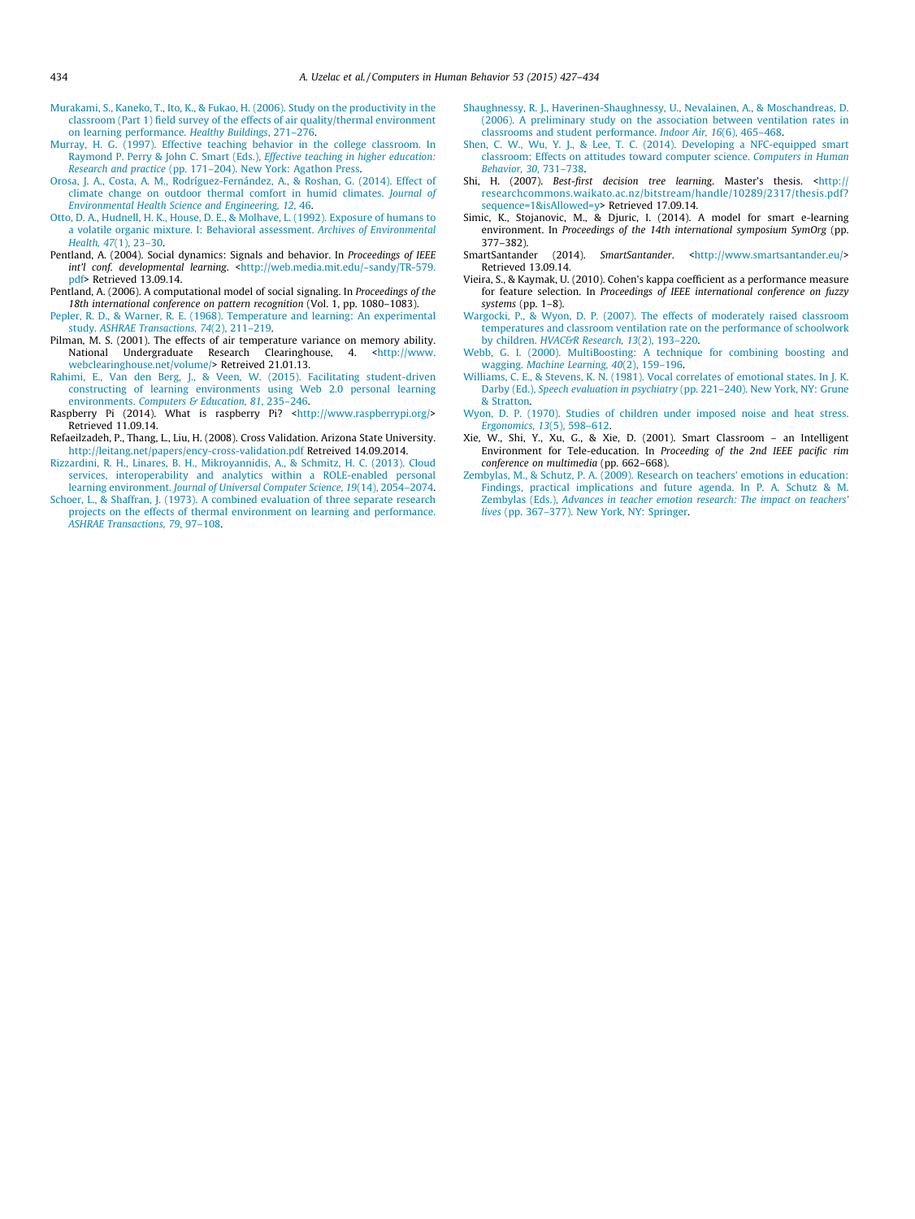Murakami, S., Kaneko, T., Ito, K., & Fukao, H. (2006). Study on the productivity in the classroom (Part 1) field survey of the effects of air quality/thermal environment on learning performance. *Healthy Buildings*, 271–276.

Murray, H. G. (1997). Effective teaching behavior in the college classroom. In Raymond P. Perry & John C. Smart (Eds.), *Effective teaching in higher education: Research and practice* (pp. 171–204). New York: Agathon Press.

Orosa, J. A., Costa, A. M., Rodríguez-Fernández, A., & Roshan, G. (2014). Effect of climate change on outdoor thermal comfort in humid climates. *Journal of Environmental Health Science and Engineering, 12*, 46.

Otto, D. A., Hudnell, H. K., House, D. E., & Molhave, L. (1992). Exposure of humans to a volatile organic mixture. I: Behavioral assessment. *Archives of Environmental Health, 47*(1), 23–30.

Pentland, A. (2004). Social dynamics: Signals and behavior. In *Proceedings of IEEE int'l conf. developmental learning*. <http://web.media.mit.edu/~sandy/TR-579.pdf> Retrieved 13.09.14.

Pentland, A. (2006). A computational model of social signaling. In *Proceedings of the 18th international conference on pattern recognition* (Vol. 1, pp. 1080–1083).

Pepler, R. D., & Warner, R. E. (1968). Temperature and learning: An experimental study. *ASHRAE Transactions, 74*(2), 211–219.

Pilman, M. S. (2001). The effects of air temperature variance on memory ability. National Undergraduate Research Clearinghouse, 4. <http://www.webclearinghouse.net/volume/> Retreived 21.01.13.

Rahimi, E., Van den Berg, J., & Veen, W. (2015). Facilitating student-driven constructing of learning environments using Web 2.0 personal learning environments. *Computers & Education, 81*, 235–246.

Raspberry Pi (2014). What is raspberry Pi? <http://www.raspberrypi.org/> Retrieved 11.09.14.

Refaeilzadeh, P., Thang, L., Liu, H. (2008). Cross Validation. Arizona State University. http://leitang.net/papers/ency-cross-validation.pdf Retreived 14.09.2014.

Rizzardini, R. H., Linares, B. H., Mikroyannidis, A., & Schmitz, H. C. (2013). Cloud services, interoperability and analytics within a ROLE-enabled personal learning environment. *Journal of Universal Computer Science, 19*(14), 2054–2074.

Schoer, L., & Shaffran, J. (1973). A combined evaluation of three separate research projects on the effects of thermal environment on learning and performance. *ASHRAE Transactions, 79*, 97–108.

Shaughnessy, R. J., Haverinen-Shaughnessy, U., Nevalainen, A., & Moschandreas, D. (2006). A preliminary study on the association between ventilation rates in classrooms and student performance. *Indoor Air, 16*(6), 465–468.

Shen, C. W., Wu, Y. J., & Lee, T. C. (2014). Developing a NFC-equipped smart classroom: Effects on attitudes toward computer science. *Computers in Human Behavior, 30*, 731–738.

Shi, H. (2007). *Best-first decision tree learning*. Master's thesis. <http://researchcommons.waikato.ac.nz/bitstream/handle/10289/2317/thesis.pdf?sequence=1&isAllowed=y> Retrieved 17.09.14.

Simic, K., Stojanovic, M., & Djuric, I. (2014). A model for smart e-learning environment. In *Proceedings of the 14th international symposium SymOrg* (pp. 377–382).

SmartSantander (2014). *SmartSantander*. <http://www.smartsantander.eu/> Retrieved 13.09.14.

Vieira, S., & Kaymak, U. (2010). Cohen's kappa coefficient as a performance measure for feature selection. In *Proceedings of IEEE international conference on fuzzy systems* (pp. 1–8).

Wargocki, P., & Wyon, D. P. (2007). The effects of moderately raised classroom temperatures and classroom ventilation rate on the performance of schoolwork by children. *HVAC&R Research, 13*(2), 193–220.

Webb, G. I. (2000). MultiBoosting: A technique for combining boosting and wagging. *Machine Learning, 40*(2), 159–196.

Williams, C. E., & Stevens, K. N. (1981). Vocal correlates of emotional states. In J. K. Darby (Ed.), *Speech evaluation in psychiatry* (pp. 221–240). New York, NY: Grune & Stratton.

Wyon, D. P. (1970). Studies of children under imposed noise and heat stress. *Ergonomics, 13*(5), 598–612.

Xie, W., Shi, Y., Xu, G., & Xie, D. (2001). Smart Classroom – an Intelligent Environment for Tele-education. In *Proceeding of the 2nd IEEE pacific rim conference on multimedia* (pp. 662–668).

Zembylas, M., & Schutz, P. A. (2009). Research on teachers' emotions in education: Findings, practical implications and future agenda. In P. A. Schutz & M. Zembylas (Eds.), *Advances in teacher emotion research: The impact on teachers' lives* (pp. 367–377). New York, NY: Springer.